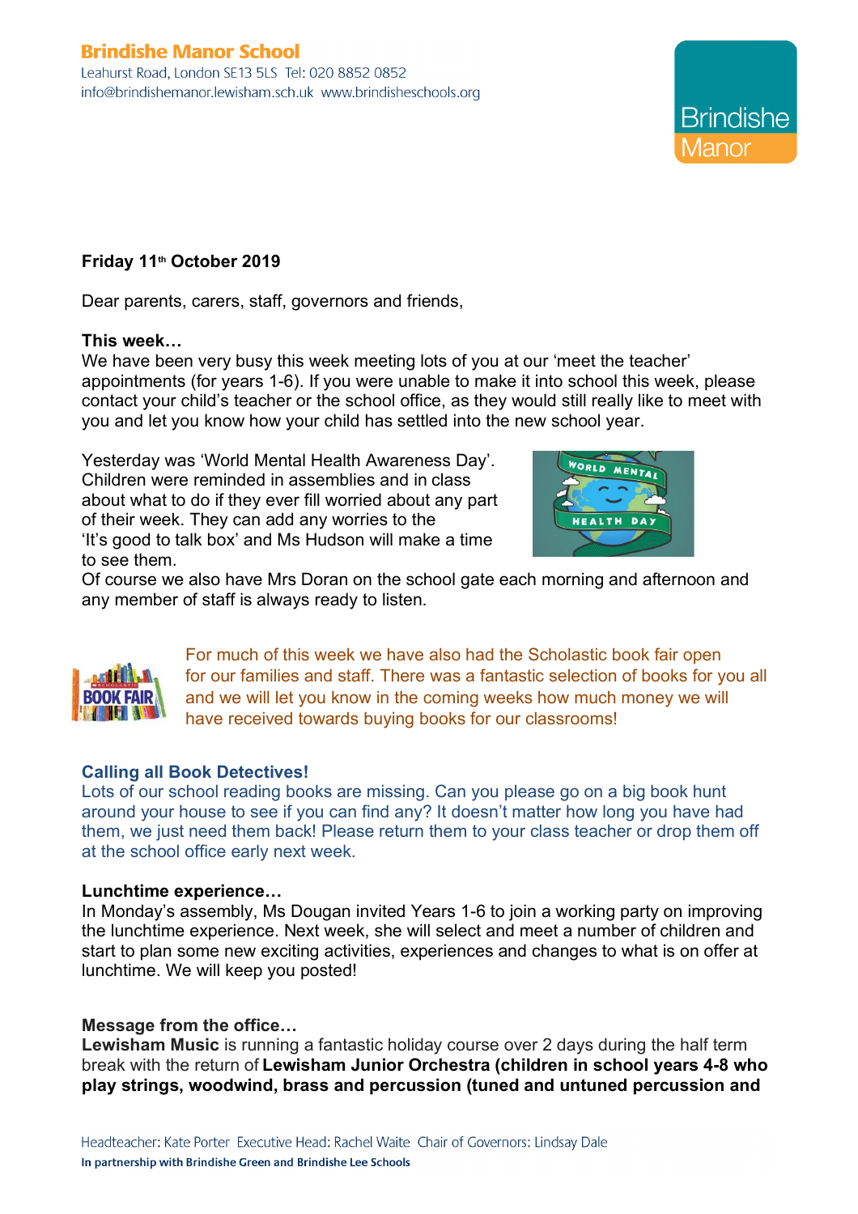**Brindishe Manor School**
Leahurst Road, London SE13 5LS Tel: 020 8852 0852
info@brindishemanor.lewisham.sch.uk www.brindisheschools.org

**Friday 11th October 2019**

Dear parents, carers, staff, governors and friends,

**This week…**

We have been very busy this week meeting lots of you at our 'meet the teacher' appointments (for years 1-6). If you were unable to make it into school this week, please contact your child's teacher or the school office, as they would still really like to meet with you and let you know how your child has settled into the new school year.

Yesterday was 'World Mental Health Awareness Day'. Children were reminded in assemblies and in class about what to do if they ever fill worried about any part of their week. They can add any worries to the 'It's good to talk box' and Ms Hudson will make a time to see them.

Of course we also have Mrs Doran on the school gate each morning and afternoon and any member of staff is always ready to listen.

For much of this week we have also had the Scholastic book fair open for our families and staff. There was a fantastic selection of books for you all and we will let you know in the coming weeks how much money we will have received towards buying books for our classrooms!

**Calling all Book Detectives!**

Lots of our school reading books are missing. Can you please go on a big book hunt around your house to see if you can find any? It doesn't matter how long you have had them, we just need them back! Please return them to your class teacher or drop them off at the school office early next week.

**Lunchtime experience…**

In Monday's assembly, Ms Dougan invited Years 1-6 to join a working party on improving the lunchtime experience. Next week, she will select and meet a number of children and start to plan some new exciting activities, experiences and changes to what is on offer at lunchtime. We will keep you posted!

**Message from the office…**

**Lewisham Music** is running a fantastic holiday course over 2 days during the half term break with the return of **Lewisham Junior Orchestra (children in school years 4-8 who play strings, woodwind, brass and percussion (tuned and untuned percussion and**

Headteacher: Kate Porter Executive Head: Rachel Waite Chair of Governors: Lindsay Dale
**In partnership with Brindishe Green and Brindishe Lee Schools**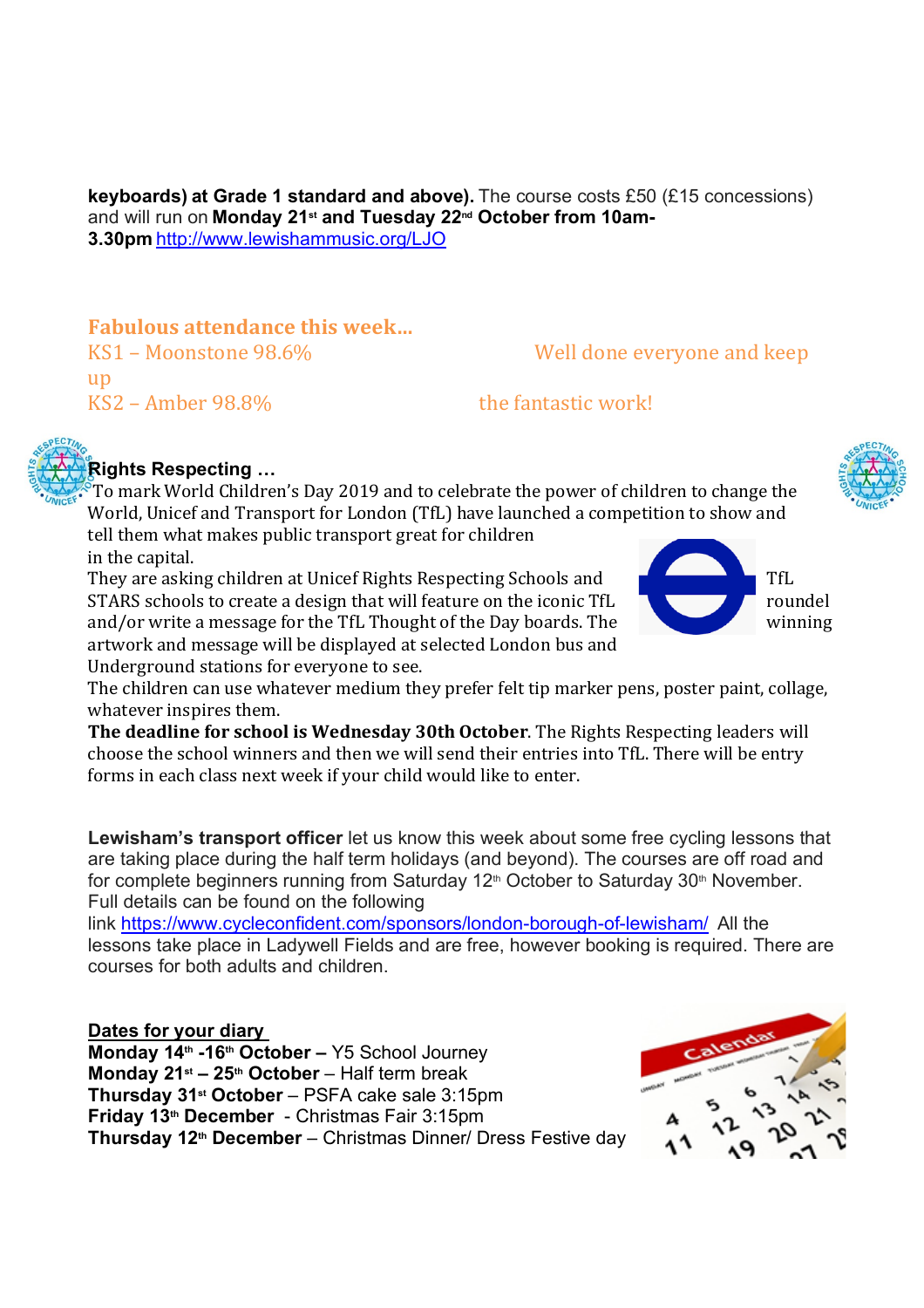**keyboards) at Grade 1 standard and above).** The course costs £50 (£15 concessions) and will run on **Monday 21st and Tuesday 22nd October from 10am-3.30pm** http://www.lewishammusic.org/LJO

**Fabulous attendance this week…**

KS1 – Moonstone 98.6%

KS2 – Amber 98.8%

Well done everyone and keep up the fantastic work!

**Rights Respecting …**

To mark World Children's Day 2019 and to celebrate the power of children to change the World, Unicef and Transport for London (TfL) have launched a competition to show and tell them what makes public transport great for children in the capital.

They are asking children at Unicef Rights Respecting Schools and STARS schools to create a design that will feature on the iconic TfL roundel and/or write a message for the TfL Thought of the Day boards. The winning artwork and message will be displayed at selected London bus and Underground stations for everyone to see.

The children can use whatever medium they prefer felt tip marker pens, poster paint, collage, whatever inspires them.

**The deadline for school is Wednesday 30th October**. The Rights Respecting leaders will choose the school winners and then we will send their entries into TfL. There will be entry forms in each class next week if your child would like to enter.

**Lewisham's transport officer** let us know this week about some free cycling lessons that are taking place during the half term holidays (and beyond). The courses are off road and for complete beginners running from Saturday 12th October to Saturday 30th November. Full details can be found on the following link https://www.cycleconfident.com/sponsors/london-borough-of-lewisham/ All the lessons take place in Ladywell Fields and are free, however booking is required. There are courses for both adults and children.

**Dates for your diary**

**Monday 14th -16th October –** Y5 School Journey
**Monday 21st – 25th October** – Half term break
**Thursday 31st October** – PSFA cake sale 3:15pm
**Friday 13th December** - Christmas Fair 3:15pm
**Thursday 12th December** – Christmas Dinner/ Dress Festive day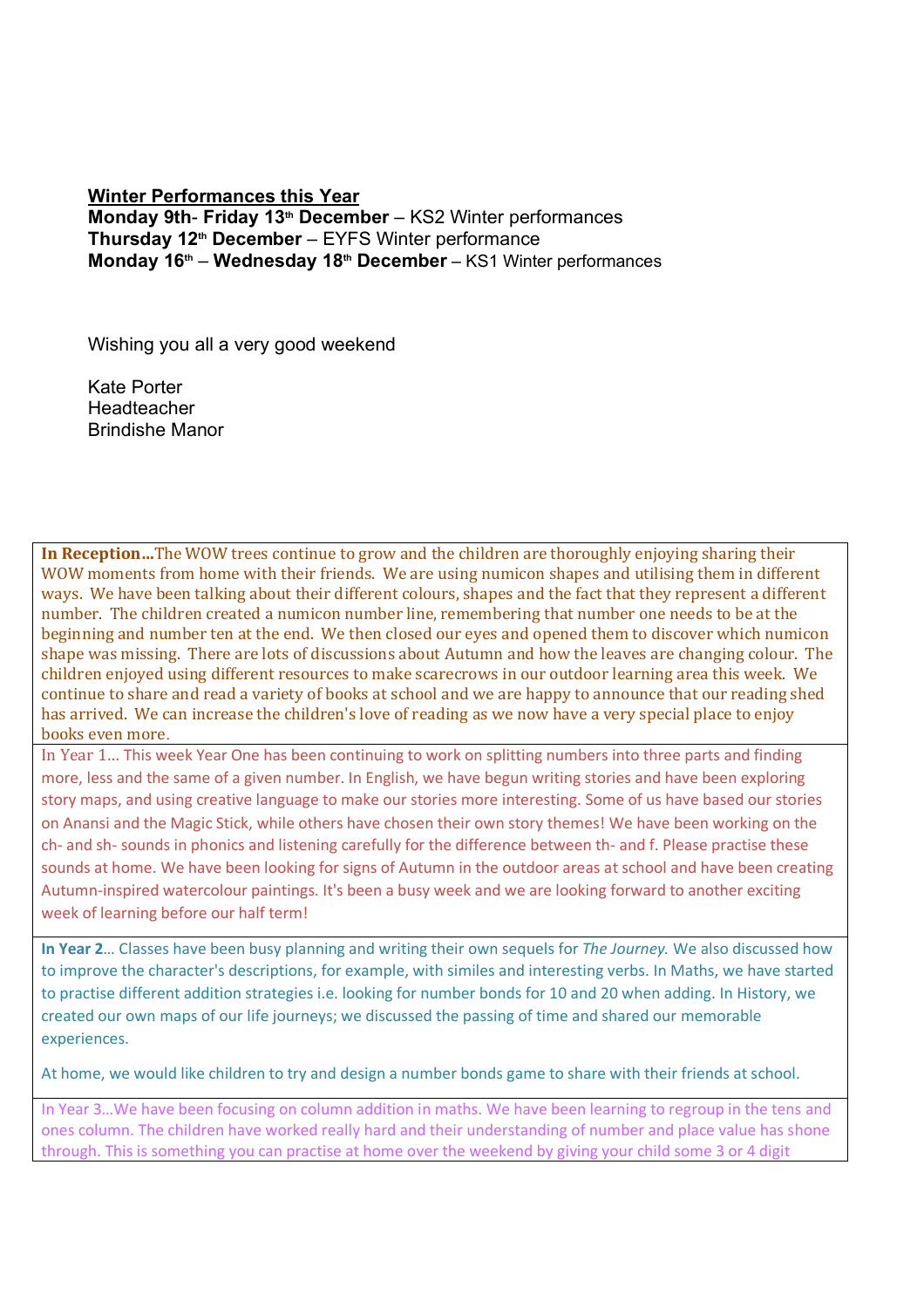**Winter Performances this Year**

**Monday 9th- Friday 13th December** – KS2 Winter performances
**Thursday 12th December** – EYFS Winter performance
**Monday 16th – Wednesday 18th December** – KS1 Winter performances

Wishing you all a very good weekend

Kate Porter
Headteacher
Brindishe Manor

**In Reception…**The WOW trees continue to grow and the children are thoroughly enjoying sharing their WOW moments from home with their friends. We are using numicon shapes and utilising them in different ways. We have been talking about their different colours, shapes and the fact that they represent a different number. The children created a numicon number line, remembering that number one needs to be at the beginning and number ten at the end. We then closed our eyes and opened them to discover which numicon shape was missing. There are lots of discussions about Autumn and how the leaves are changing colour. The children enjoyed using different resources to make scarecrows in our outdoor learning area this week. We continue to share and read a variety of books at school and we are happy to announce that our reading shed has arrived. We can increase the children's love of reading as we now have a very special place to enjoy books even more.

In Year 1… This week Year One has been continuing to work on splitting numbers into three parts and finding more, less and the same of a given number. In English, we have begun writing stories and have been exploring story maps, and using creative language to make our stories more interesting. Some of us have based our stories on Anansi and the Magic Stick, while others have chosen their own story themes! We have been working on the ch- and sh- sounds in phonics and listening carefully for the difference between th- and f. Please practise these sounds at home. We have been looking for signs of Autumn in the outdoor areas at school and have been creating Autumn-inspired watercolour paintings. It's been a busy week and we are looking forward to another exciting week of learning before our half term!

**In Year 2**… Classes have been busy planning and writing their own sequels for *The Journey.* We also discussed how to improve the character's descriptions, for example, with similes and interesting verbs. In Maths, we have started to practise different addition strategies i.e. looking for number bonds for 10 and 20 when adding. In History, we created our own maps of our life journeys; we discussed the passing of time and shared our memorable experiences.

At home, we would like children to try and design a number bonds game to share with their friends at school.

In Year 3…We have been focusing on column addition in maths. We have been learning to regroup in the tens and ones column. The children have worked really hard and their understanding of number and place value has shone through. This is something you can practise at home over the weekend by giving your child some 3 or 4 digit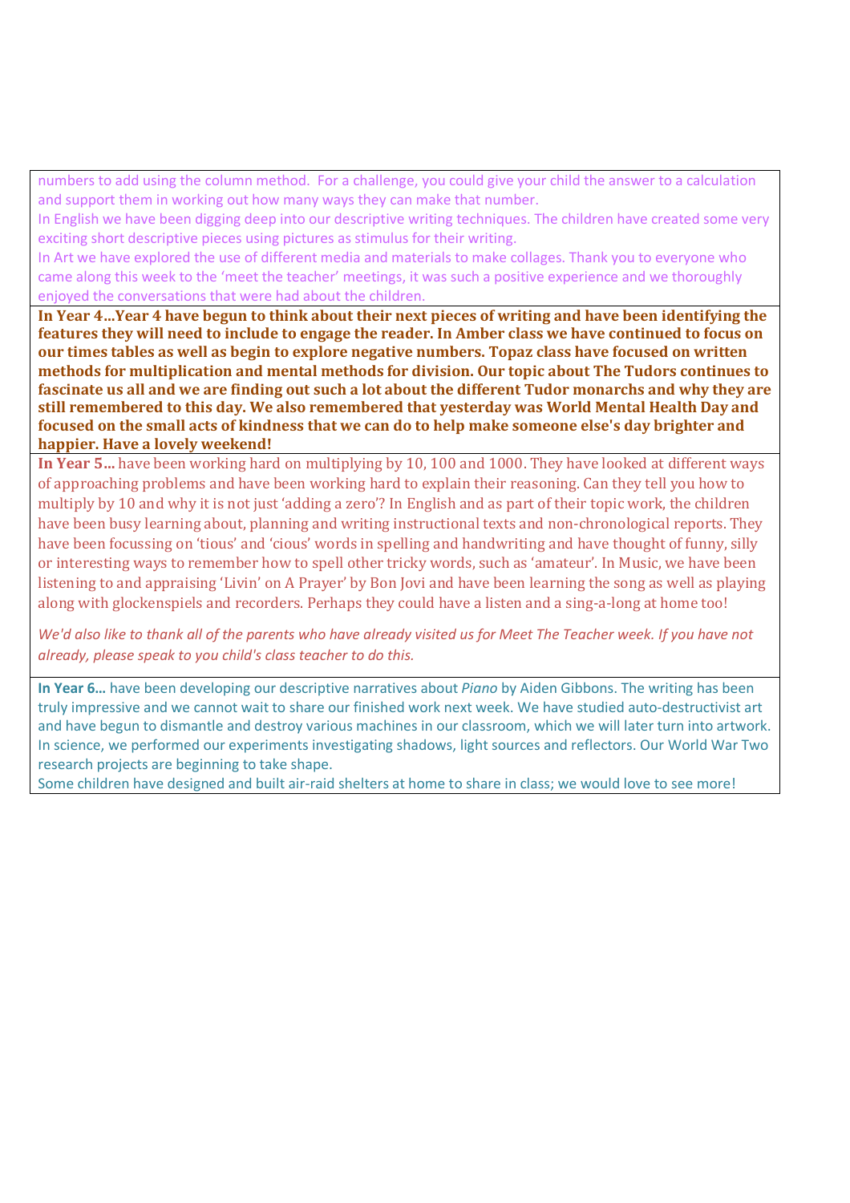numbers to add using the column method. For a challenge, you could give your child the answer to a calculation and support them in working out how many ways they can make that number.

In English we have been digging deep into our descriptive writing techniques. The children have created some very exciting short descriptive pieces using pictures as stimulus for their writing.

In Art we have explored the use of different media and materials to make collages. Thank you to everyone who came along this week to the 'meet the teacher' meetings, it was such a positive experience and we thoroughly enjoyed the conversations that were had about the children.

**In Year 4…Year 4 have begun to think about their next pieces of writing and have been identifying the features they will need to include to engage the reader. In Amber class we have continued to focus on our times tables as well as begin to explore negative numbers. Topaz class have focused on written methods for multiplication and mental methods for division. Our topic about The Tudors continues to fascinate us all and we are finding out such a lot about the different Tudor monarchs and why they are still remembered to this day. We also remembered that yesterday was World Mental Health Day and focused on the small acts of kindness that we can do to help make someone else's day brighter and happier. Have a lovely weekend!**

**In Year 5…** have been working hard on multiplying by 10, 100 and 1000. They have looked at different ways of approaching problems and have been working hard to explain their reasoning. Can they tell you how to multiply by 10 and why it is not just 'adding a zero'? In English and as part of their topic work, the children have been busy learning about, planning and writing instructional texts and non-chronological reports. They have been focussing on 'tious' and 'cious' words in spelling and handwriting and have thought of funny, silly or interesting ways to remember how to spell other tricky words, such as 'amateur'. In Music, we have been listening to and appraising 'Livin' on A Prayer' by Bon Jovi and have been learning the song as well as playing along with glockenspiels and recorders. Perhaps they could have a listen and a sing-a-long at home too!

*We'd also like to thank all of the parents who have already visited us for Meet The Teacher week. If you have not already, please speak to you child's class teacher to do this.*

**In Year 6…** have been developing our descriptive narratives about *Piano* by Aiden Gibbons. The writing has been truly impressive and we cannot wait to share our finished work next week. We have studied auto-destructivist art and have begun to dismantle and destroy various machines in our classroom, which we will later turn into artwork. In science, we performed our experiments investigating shadows, light sources and reflectors. Our World War Two research projects are beginning to take shape.

Some children have designed and built air-raid shelters at home to share in class; we would love to see more!